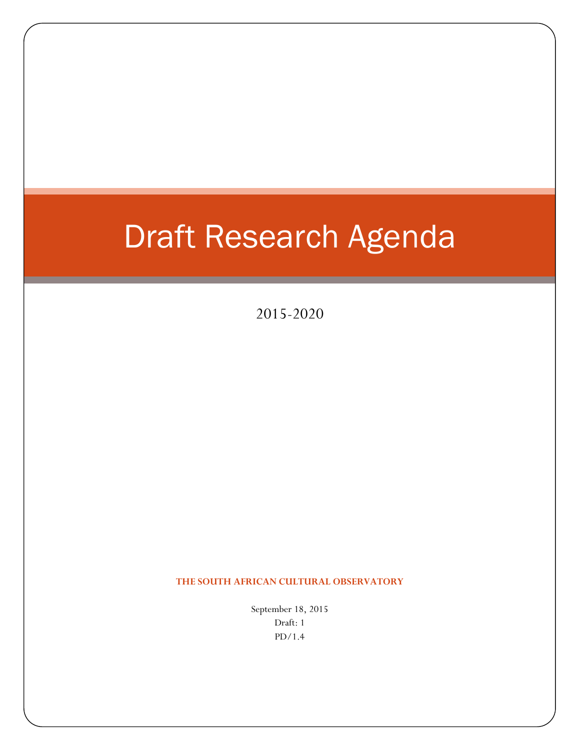# Draft Research Agenda

2015-2020

**THE SOUTH AFRICAN CULTURAL OBSERVATORY**

September 18, 2015

Draft: 1

PD/1.4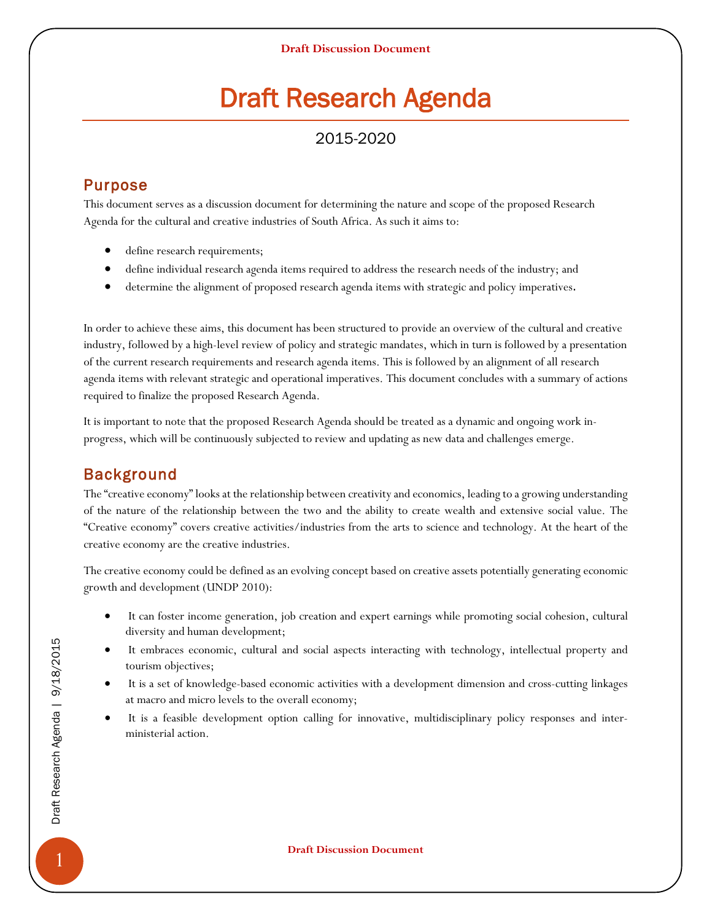# Draft Research Agenda

2015-2020

## Purpose

This document serves as a discussion document for determining the nature and scope of the proposed Research Agenda for the cultural and creative industries of South Africa. As such it aims to:

- define research requirements;
- define individual research agenda items required to address the research needs of the industry; and
- determine the alignment of proposed research agenda items with strategic and policy imperatives**.**

In order to achieve these aims, this document has been structured to provide an overview of the cultural and creative industry, followed by a high-level review of policy and strategic mandates, which in turn is followed by a presentation of the current research requirements and research agenda items. This is followed by an alignment of all research agenda items with relevant strategic and operational imperatives. This document concludes with a summary of actions required to finalize the proposed Research Agenda.

It is important to note that the proposed Research Agenda should be treated as a dynamic and ongoing work in-progress, which will be continuously subjected to review and updating as new data and challenges emerge.

## Background

The "creative economy" looks at the relationship between creativity and economics, leading to a growing understanding of the nature of the relationship between the two and the ability to create wealth and extensive social value. The "Creative economy" covers creative activities/industries from the arts to science and technology. At the heart of the creative economy are the creative industries.

The creative economy could be defined as an evolving concept based on creative assets potentially generating economic growth and development (UNDP 2010):

- It can foster income generation, job creation and expert earnings while promoting social cohesion, cultural diversity and human development;
- It embraces economic, cultural and social aspects interacting with technology, intellectual property and tourism objectives;
- It is a set of knowledge-based economic activities with a development dimension and cross-cutting linkages at macro and micro levels to the overall economy;
- It is a feasible development option calling for innovative, multidisciplinary policy responses and inter-ministerial action.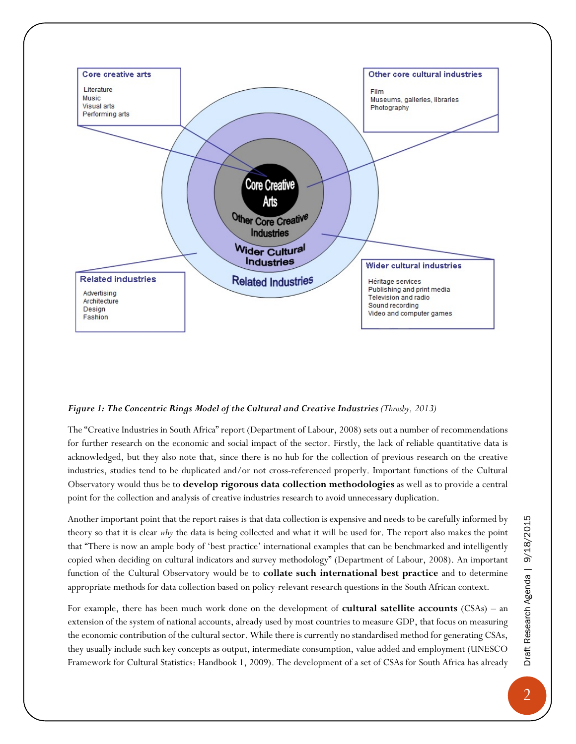**Core creative arts**

- Literature
- Music
- Visual arts
- Performing arts

**Other core cultural industries**

- Film
- Museums, galleries, libraries
- Photography

**Wider cultural industries**

- Héritage services
- Publishing and print media
- Television and radio
- Sound recording
- Video and computer games

**Related industries**

- Advertising
- Architecture
- Design
- Fashion

Core Creative Arts / Other Core Creative Industries / Wider Cultural Industries / Related Industries

***Figure 1: The Concentric Rings Model of the Cultural and Creative Industries*** *(Throsby, 2013)*

The "Creative Industries in South Africa" report (Department of Labour, 2008) sets out a number of recommendations for further research on the economic and social impact of the sector. Firstly, the lack of reliable quantitative data is acknowledged, but they also note that, since there is no hub for the collection of previous research on the creative industries, studies tend to be duplicated and/or not cross-referenced properly. Important functions of the Cultural Observatory would thus be to **develop rigorous data collection methodologies** as well as to provide a central point for the collection and analysis of creative industries research to avoid unnecessary duplication.

Another important point that the report raises is that data collection is expensive and needs to be carefully informed by theory so that it is clear *why* the data is being collected and what it will be used for. The report also makes the point that "There is now an ample body of 'best practice' international examples that can be benchmarked and intelligently copied when deciding on cultural indicators and survey methodology" (Department of Labour, 2008). An important function of the Cultural Observatory would be to **collate such international best practice** and to determine appropriate methods for data collection based on policy-relevant research questions in the South African context.

For example, there has been much work done on the development of **cultural satellite accounts** (CSAs) – an extension of the system of national accounts, already used by most countries to measure GDP, that focus on measuring the economic contribution of the cultural sector. While there is currently no standardised method for generating CSAs, they usually include such key concepts as output, intermediate consumption, value added and employment (UNESCO Framework for Cultural Statistics: Handbook 1, 2009). The development of a set of CSAs for South Africa has already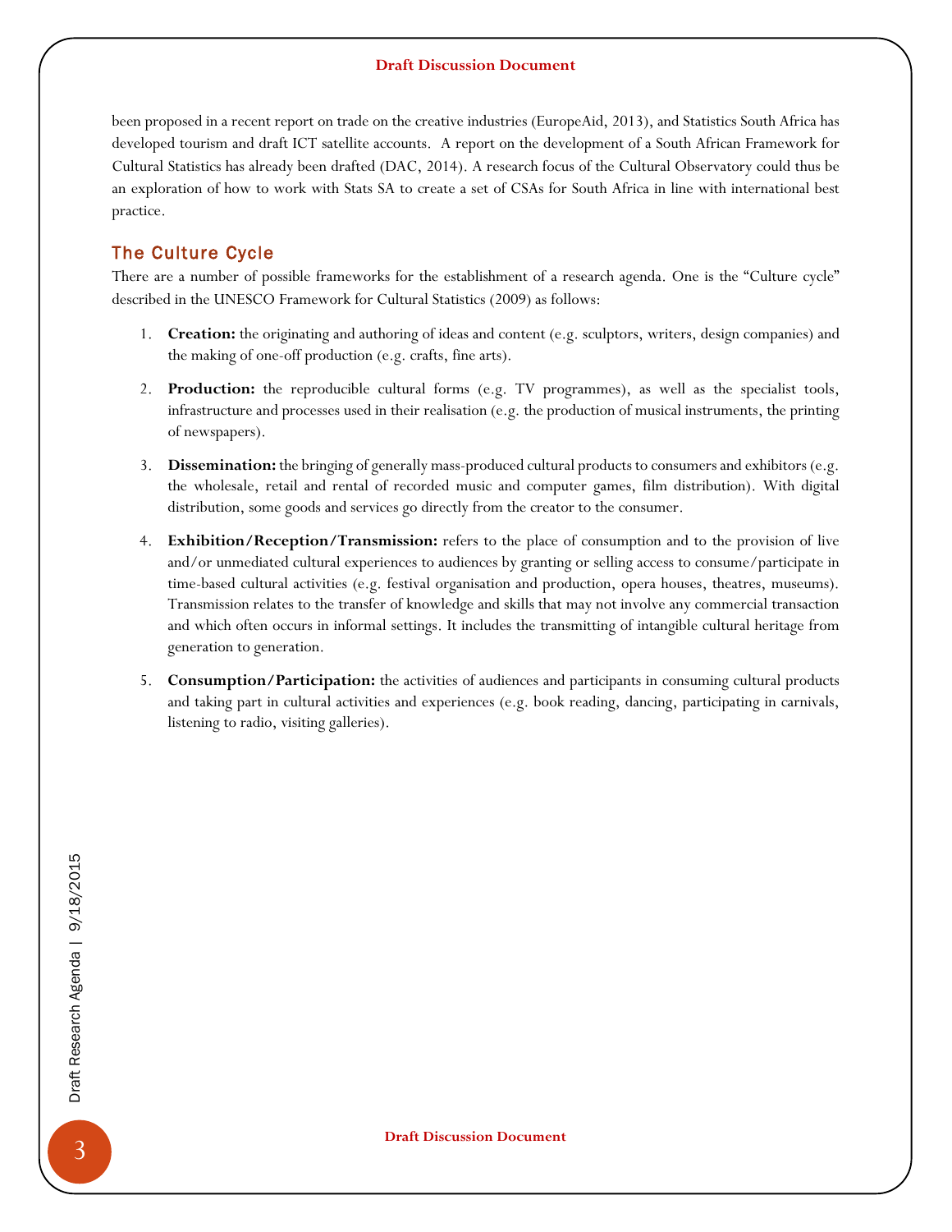been proposed in a recent report on trade on the creative industries (EuropeAid, 2013), and Statistics South Africa has developed tourism and draft ICT satellite accounts. A report on the development of a South African Framework for Cultural Statistics has already been drafted (DAC, 2014). A research focus of the Cultural Observatory could thus be an exploration of how to work with Stats SA to create a set of CSAs for South Africa in line with international best practice.

## The Culture Cycle

There are a number of possible frameworks for the establishment of a research agenda. One is the "Culture cycle" described in the UNESCO Framework for Cultural Statistics (2009) as follows:

1. **Creation:** the originating and authoring of ideas and content (e.g. sculptors, writers, design companies) and the making of one-off production (e.g. crafts, fine arts).
2. **Production:** the reproducible cultural forms (e.g. TV programmes), as well as the specialist tools, infrastructure and processes used in their realisation (e.g. the production of musical instruments, the printing of newspapers).
3. **Dissemination:** the bringing of generally mass-produced cultural products to consumers and exhibitors (e.g. the wholesale, retail and rental of recorded music and computer games, film distribution). With digital distribution, some goods and services go directly from the creator to the consumer.
4. **Exhibition/Reception/Transmission:** refers to the place of consumption and to the provision of live and/or unmediated cultural experiences to audiences by granting or selling access to consume/participate in time-based cultural activities (e.g. festival organisation and production, opera houses, theatres, museums). Transmission relates to the transfer of knowledge and skills that may not involve any commercial transaction and which often occurs in informal settings. It includes the transmitting of intangible cultural heritage from generation to generation.
5. **Consumption/Participation:** the activities of audiences and participants in consuming cultural products and taking part in cultural activities and experiences (e.g. book reading, dancing, participating in carnivals, listening to radio, visiting galleries).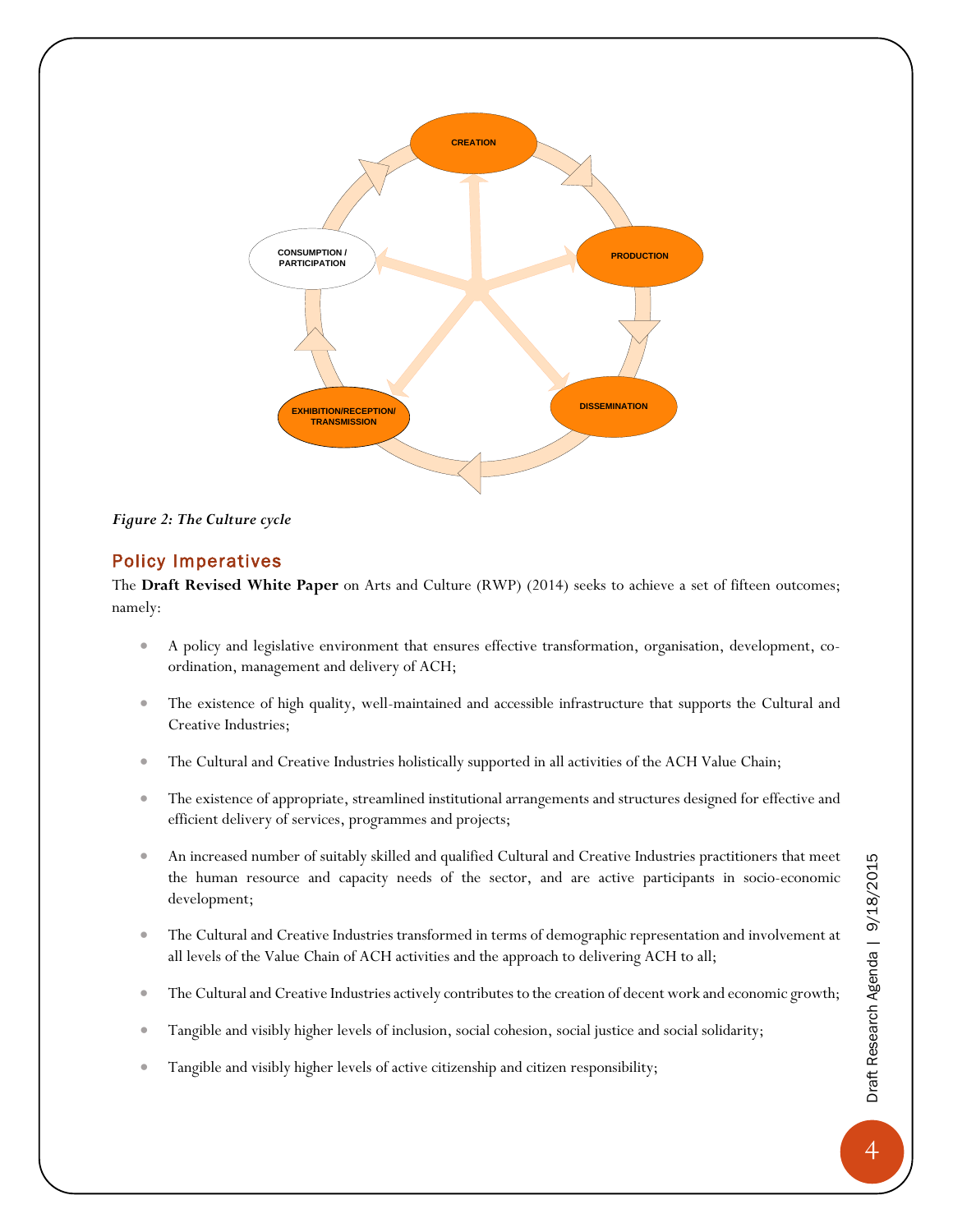*Figure 2: The Culture cycle*

## Policy Imperatives

The **Draft Revised White Paper** on Arts and Culture (RWP) (2014) seeks to achieve a set of fifteen outcomes; namely:

- A policy and legislative environment that ensures effective transformation, organisation, development, co-ordination, management and delivery of ACH;
- The existence of high quality, well-maintained and accessible infrastructure that supports the Cultural and Creative Industries;
- The Cultural and Creative Industries holistically supported in all activities of the ACH Value Chain;
- The existence of appropriate, streamlined institutional arrangements and structures designed for effective and efficient delivery of services, programmes and projects;
- An increased number of suitably skilled and qualified Cultural and Creative Industries practitioners that meet the human resource and capacity needs of the sector, and are active participants in socio-economic development;
- The Cultural and Creative Industries transformed in terms of demographic representation and involvement at all levels of the Value Chain of ACH activities and the approach to delivering ACH to all;
- The Cultural and Creative Industries actively contributes to the creation of decent work and economic growth;
- Tangible and visibly higher levels of inclusion, social cohesion, social justice and social solidarity;
- Tangible and visibly higher levels of active citizenship and citizen responsibility;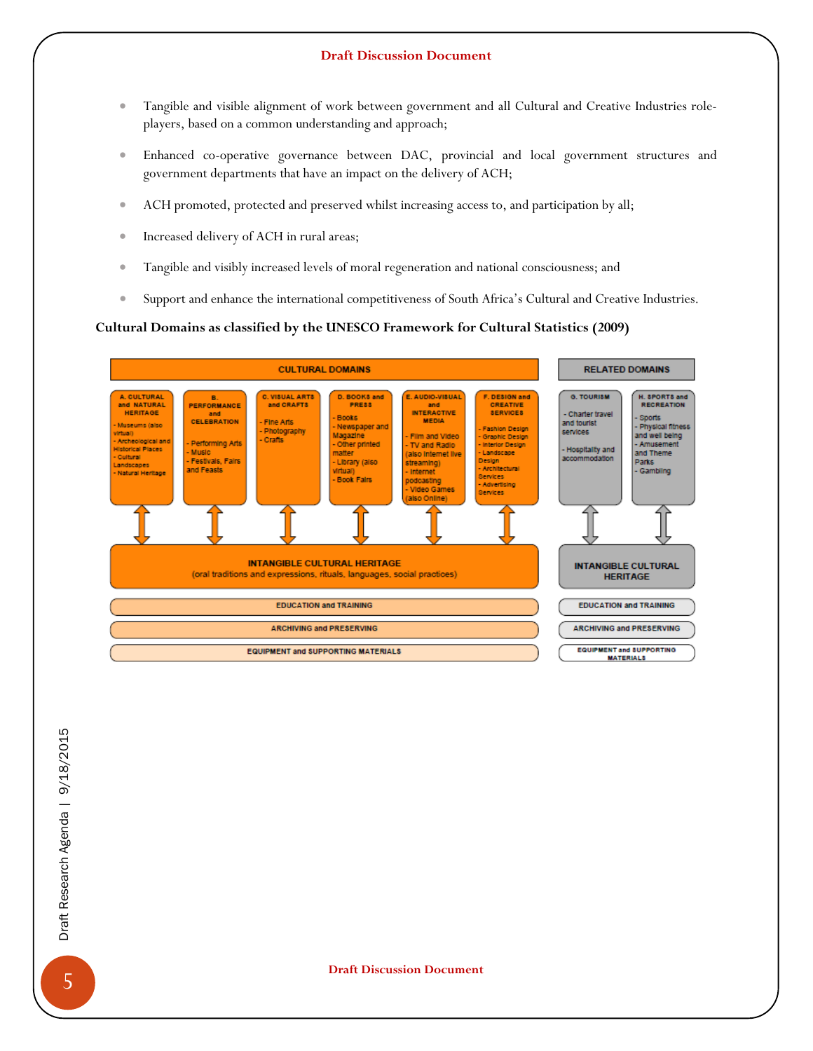- Tangible and visible alignment of work between government and all Cultural and Creative Industries role-players, based on a common understanding and approach;
- Enhanced co-operative governance between DAC, provincial and local government structures and government departments that have an impact on the delivery of ACH;
- ACH promoted, protected and preserved whilst increasing access to, and participation by all;
- Increased delivery of ACH in rural areas;
- Tangible and visibly increased levels of moral regeneration and national consciousness; and
- Support and enhance the international competitiveness of South Africa's Cultural and Creative Industries.

**Cultural Domains as classified by the UNESCO Framework for Cultural Statistics (2009)**

**CULTURAL DOMAINS**

- **A. CULTURAL and NATURAL HERITAGE**
  - Museums (also virtual)
  - Archeological and Historical Places
  - Cultural Landscapes
  - Natural Heritage
- **B. PERFORMANCE and CELEBRATION**
  - Performing Arts
  - Music
  - Festivals, Fairs and Feasts
- **C. VISUAL ARTS and CRAFTS**
  - Fine Arts
  - Photography
  - Crafts
- **D. BOOKS and PRESS**
  - Books
  - Newspaper and Magazine
  - Other printed matter
  - Library (also virtual)
  - Book Fairs
- **E. AUDIO-VISUAL and INTERACTIVE MEDIA**
  - Film and Video
  - TV and Radio (also Internet live streaming)
  - Internet podcasting
  - Video Games (also Online)
- **F. DESIGN and CREATIVE SERVICES**
  - Fashion Design
  - Graphic Design
  - Interior Design
  - Landscape Design
  - Architectural Services
  - Advertising Services

**INTANGIBLE CULTURAL HERITAGE** (oral traditions and expressions, rituals, languages, social practices)

EDUCATION and TRAINING

ARCHIVING and PRESERVING

EQUIPMENT and SUPPORTING MATERIALS

**RELATED DOMAINS**

- **G. TOURISM**
  - Charter travel and tourist services
  - Hospitality and accommodation
- **H. SPORTS and RECREATION**
  - Sports
  - Physical fitness and well being
  - Amusement and Theme Parks
  - Gambling

**INTANGIBLE CULTURAL HERITAGE**

EDUCATION and TRAINING

ARCHIVING and PRESERVING

EQUIPMENT and SUPPORTING MATERIALS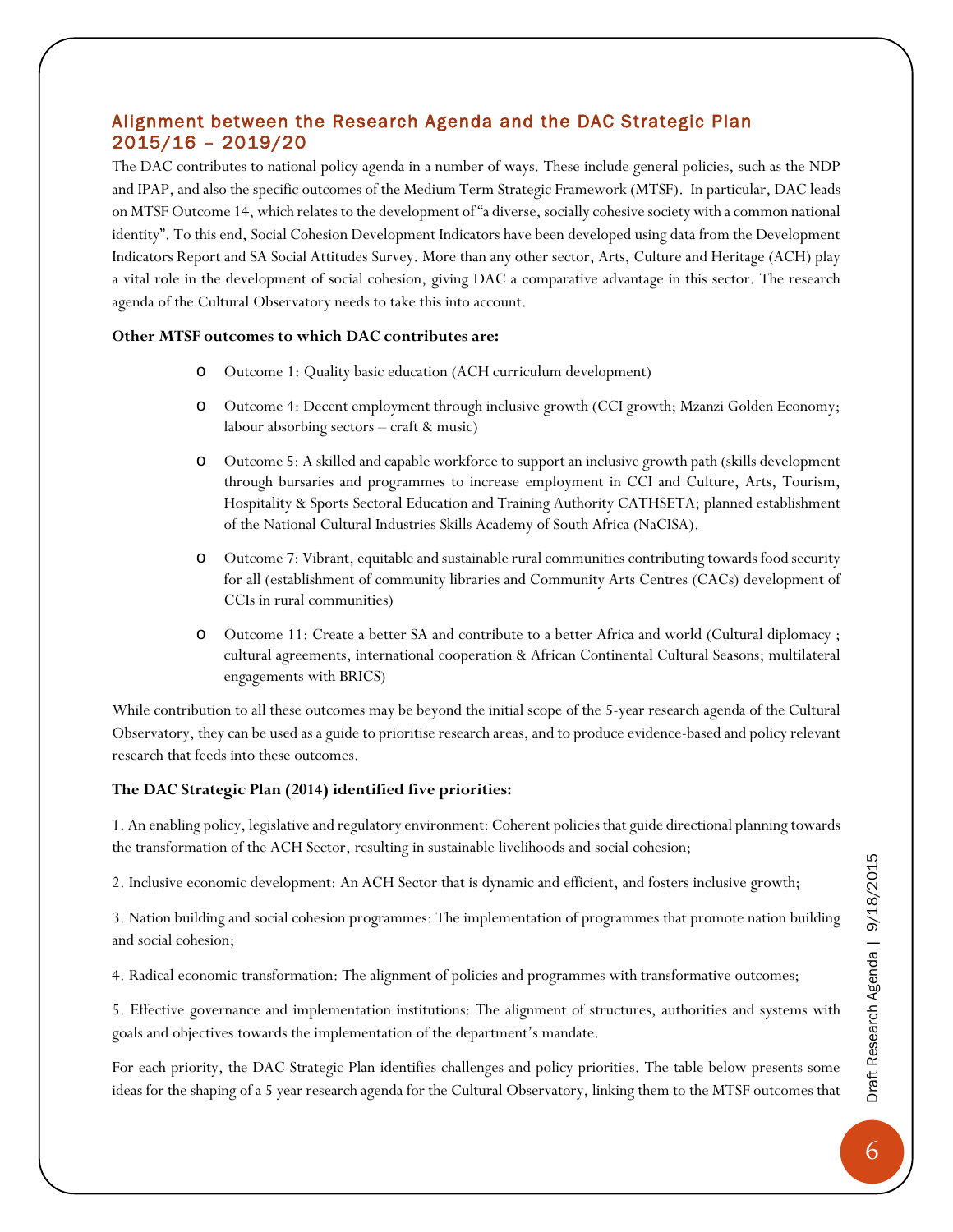## Alignment between the Research Agenda and the DAC Strategic Plan 2015/16 – 2019/20

The DAC contributes to national policy agenda in a number of ways. These include general policies, such as the NDP and IPAP, and also the specific outcomes of the Medium Term Strategic Framework (MTSF). In particular, DAC leads on MTSF Outcome 14, which relates to the development of "a diverse, socially cohesive society with a common national identity". To this end, Social Cohesion Development Indicators have been developed using data from the Development Indicators Report and SA Social Attitudes Survey. More than any other sector, Arts, Culture and Heritage (ACH) play a vital role in the development of social cohesion, giving DAC a comparative advantage in this sector. The research agenda of the Cultural Observatory needs to take this into account.

**Other MTSF outcomes to which DAC contributes are:**

- Outcome 1: Quality basic education (ACH curriculum development)
- Outcome 4: Decent employment through inclusive growth (CCI growth; Mzanzi Golden Economy; labour absorbing sectors – craft & music)
- Outcome 5: A skilled and capable workforce to support an inclusive growth path (skills development through bursaries and programmes to increase employment in CCI and Culture, Arts, Tourism, Hospitality & Sports Sectoral Education and Training Authority CATHSETA; planned establishment of the National Cultural Industries Skills Academy of South Africa (NaCISA).
- Outcome 7: Vibrant, equitable and sustainable rural communities contributing towards food security for all (establishment of community libraries and Community Arts Centres (CACs) development of CCIs in rural communities)
- Outcome 11: Create a better SA and contribute to a better Africa and world (Cultural diplomacy ; cultural agreements, international cooperation & African Continental Cultural Seasons; multilateral engagements with BRICS)

While contribution to all these outcomes may be beyond the initial scope of the 5-year research agenda of the Cultural Observatory, they can be used as a guide to prioritise research areas, and to produce evidence-based and policy relevant research that feeds into these outcomes.

**The DAC Strategic Plan (2014) identified five priorities:**

1. An enabling policy, legislative and regulatory environment: Coherent policies that guide directional planning towards the transformation of the ACH Sector, resulting in sustainable livelihoods and social cohesion;

2. Inclusive economic development: An ACH Sector that is dynamic and efficient, and fosters inclusive growth;

3. Nation building and social cohesion programmes: The implementation of programmes that promote nation building and social cohesion;

4. Radical economic transformation: The alignment of policies and programmes with transformative outcomes;

5. Effective governance and implementation institutions: The alignment of structures, authorities and systems with goals and objectives towards the implementation of the department's mandate.

For each priority, the DAC Strategic Plan identifies challenges and policy priorities. The table below presents some ideas for the shaping of a 5 year research agenda for the Cultural Observatory, linking them to the MTSF outcomes that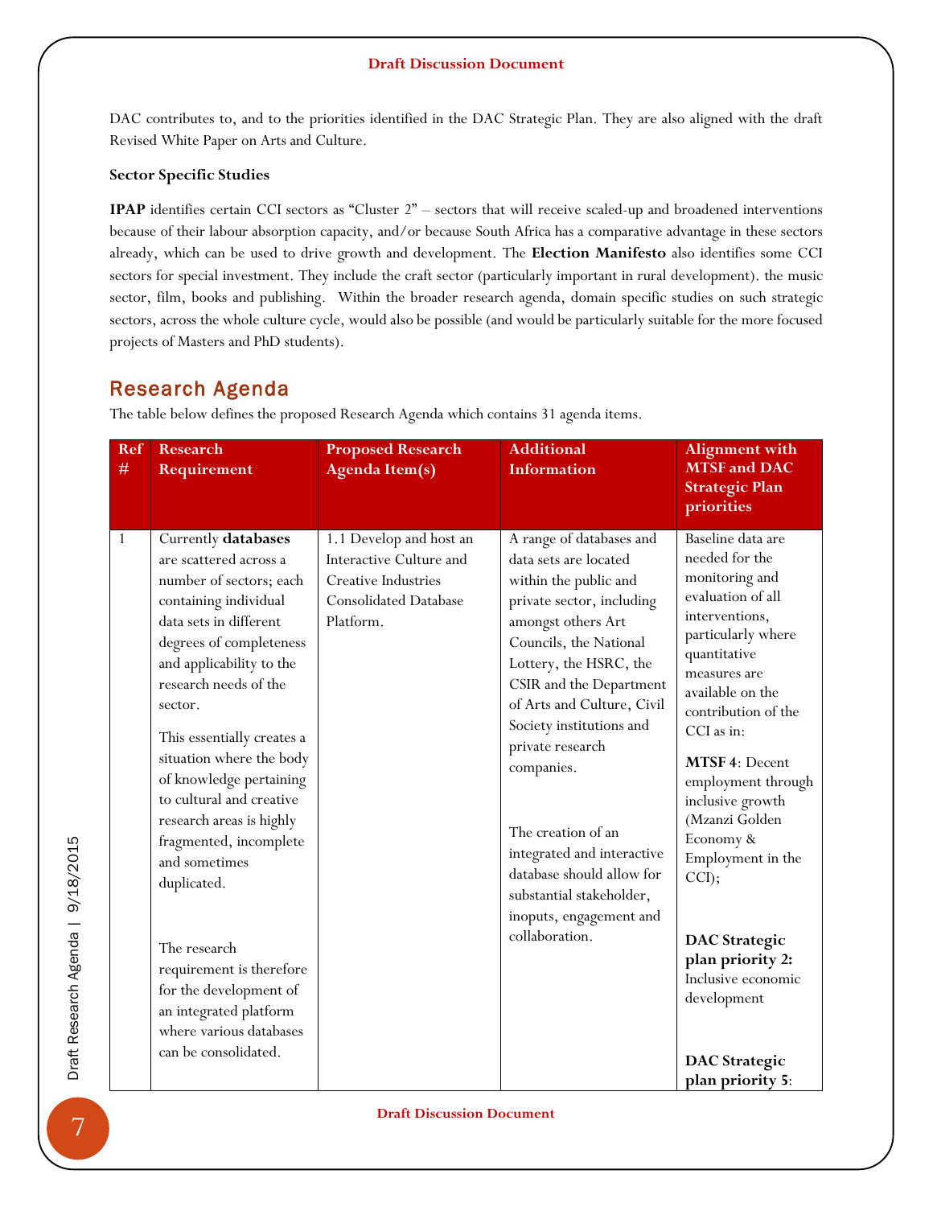DAC contributes to, and to the priorities identified in the DAC Strategic Plan. They are also aligned with the draft Revised White Paper on Arts and Culture.

**Sector Specific Studies**

**IPAP** identifies certain CCI sectors as "Cluster 2" – sectors that will receive scaled-up and broadened interventions because of their labour absorption capacity, and/or because South Africa has a comparative advantage in these sectors already, which can be used to drive growth and development. The **Election Manifesto** also identifies some CCI sectors for special investment. They include the craft sector (particularly important in rural development). the music sector, film, books and publishing. Within the broader research agenda, domain specific studies on such strategic sectors, across the whole culture cycle, would also be possible (and would be particularly suitable for the more focused projects of Masters and PhD students).

## Research Agenda

The table below defines the proposed Research Agenda which contains 31 agenda items.

| Ref # | Research Requirement | Proposed Research Agenda Item(s) | Additional Information | Alignment with MTSF and DAC Strategic Plan priorities |
|---|---|---|---|---|
| 1 | Currently **databases** are scattered across a number of sectors; each containing individual data sets in different degrees of completeness and applicability to the research needs of the sector.<br><br>This essentially creates a situation where the body of knowledge pertaining to cultural and creative research areas is highly fragmented, incomplete and sometimes duplicated.<br><br>The research requirement is therefore for the development of an integrated platform where various databases can be consolidated. | 1.1 Develop and host an Interactive Culture and Creative Industries Consolidated Database Platform. | A range of databases and data sets are located within the public and private sector, including amongst others Art Councils, the National Lottery, the HSRC, the CSIR and the Department of Arts and Culture, Civil Society institutions and private research companies.<br><br>The creation of an integrated and interactive database should allow for substantial stakeholder, inoputs, engagement and collaboration. | Baseline data are needed for the monitoring and evaluation of all interventions, particularly where quantitative measures are available on the contribution of the CCI as in:<br><br>**MTSF 4**: Decent employment through inclusive growth (Mzanzi Golden Economy & Employment in the CCI);<br><br>**DAC Strategic plan priority 2:** Inclusive economic development<br><br>**DAC Strategic plan priority 5**: |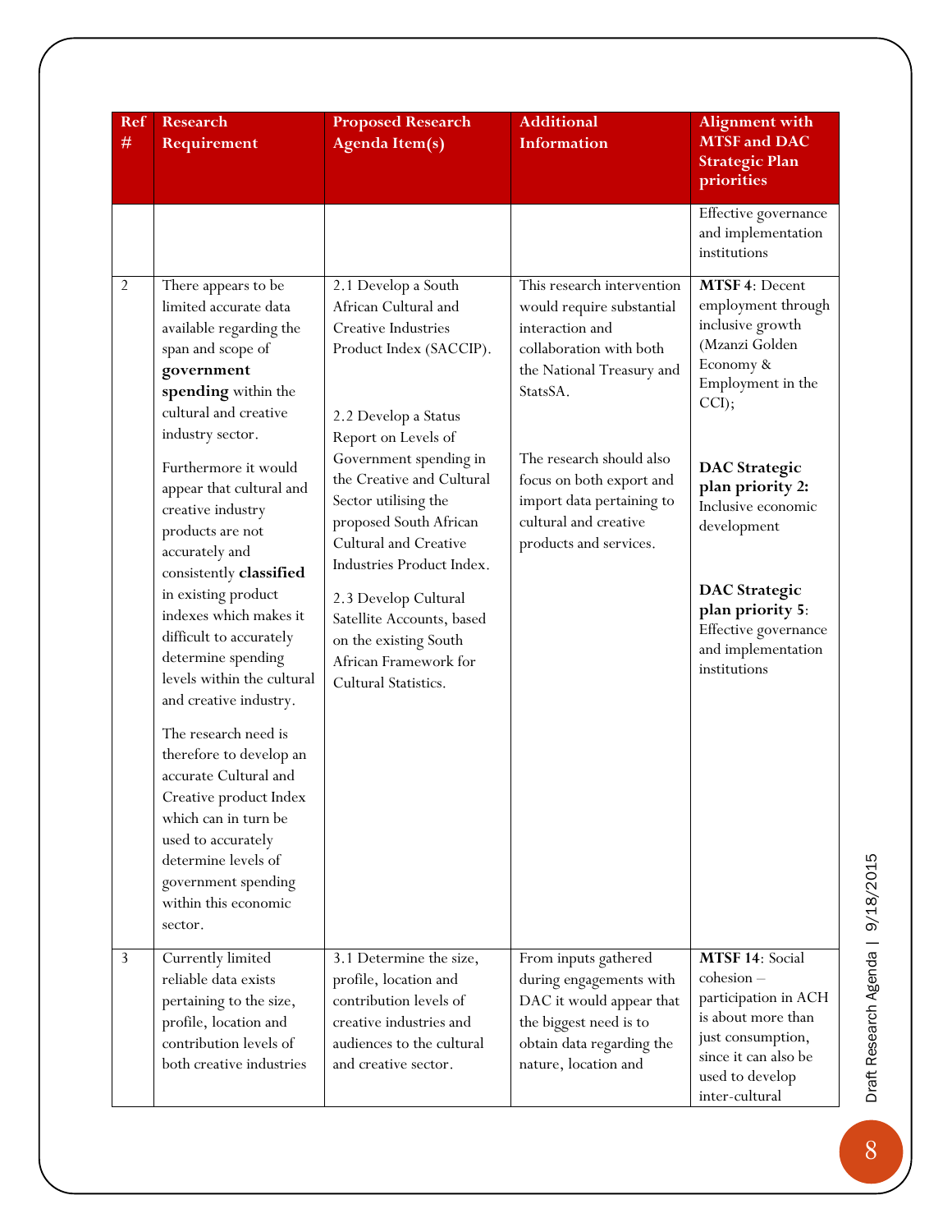| Ref # | Research Requirement | Proposed Research Agenda Item(s) | Additional Information | Alignment with MTSF and DAC Strategic Plan priorities |
|---|---|---|---|---|
| | | | | Effective governance and implementation institutions |
| 2 | There appears to be limited accurate data available regarding the span and scope of **government spending** within the cultural and creative industry sector.<br><br>Furthermore it would appear that cultural and creative industry products are not accurately and consistently **classified** in existing product indexes which makes it difficult to accurately determine spending levels within the cultural and creative industry.<br><br>The research need is therefore to develop an accurate Cultural and Creative product Index which can in turn be used to accurately determine levels of government spending within this economic sector. | 2.1 Develop a South African Cultural and Creative Industries Product Index (SACCIP).<br><br>2.2 Develop a Status Report on Levels of Government spending in the Creative and Cultural Sector utilising the proposed South African Cultural and Creative Industries Product Index.<br><br>2.3 Develop Cultural Satellite Accounts, based on the existing South African Framework for Cultural Statistics. | This research intervention would require substantial interaction and collaboration with both the National Treasury and StatsSA.<br><br>The research should also focus on both export and import data pertaining to cultural and creative products and services. | **MTSF 4**: Decent employment through inclusive growth (Mzanzi Golden Economy & Employment in the CCI);<br><br>**DAC Strategic plan priority 2:** Inclusive economic development<br><br>**DAC Strategic plan priority 5**: Effective governance and implementation institutions |
| 3 | Currently limited reliable data exists pertaining to the size, profile, location and contribution levels of both creative industries | 3.1 Determine the size, profile, location and contribution levels of creative industries and audiences to the cultural and creative sector. | From inputs gathered during engagements with DAC it would appear that the biggest need is to obtain data regarding the nature, location and | **MTSF 14**: Social cohesion – participation in ACH is about more than just consumption, since it can also be used to develop inter-cultural |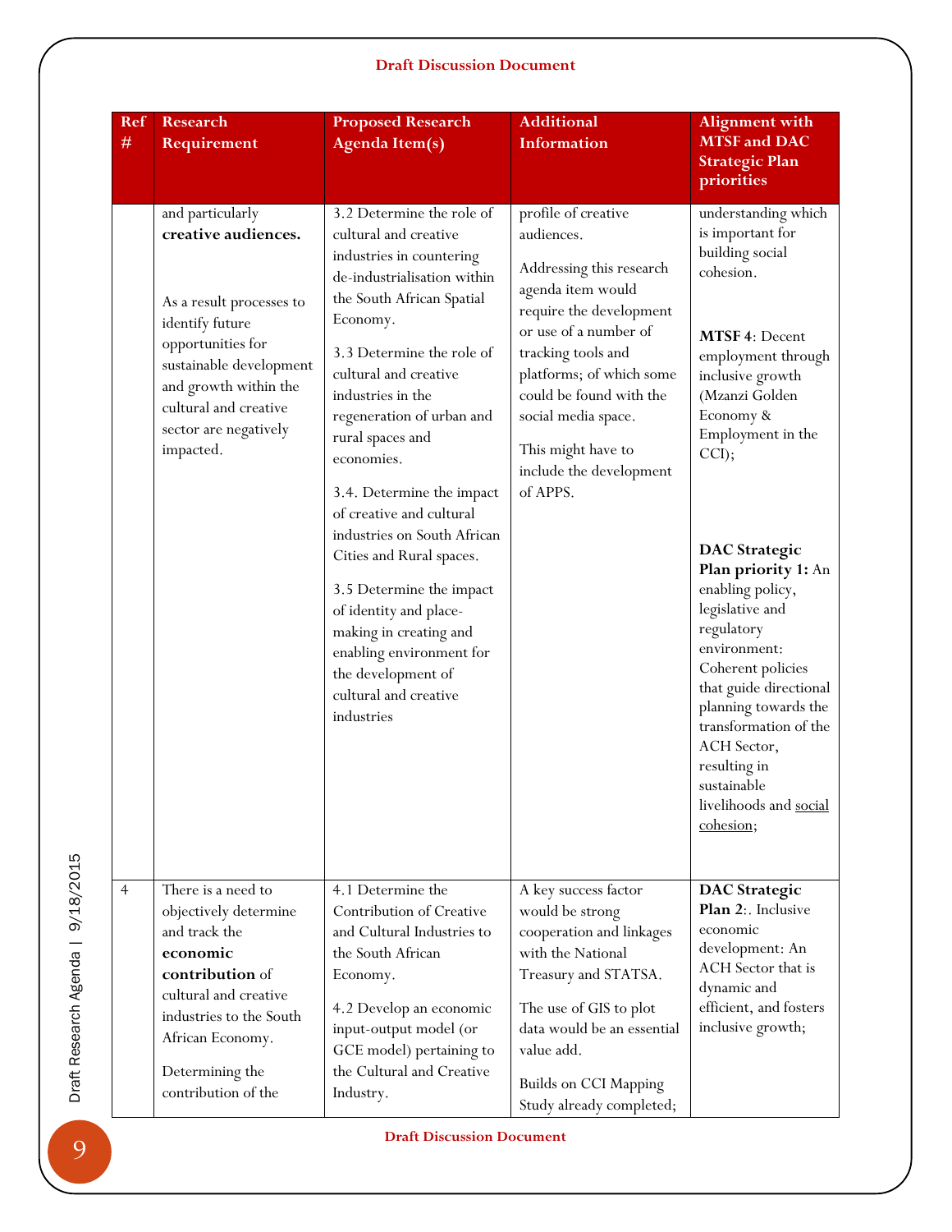| Ref # | Research Requirement | Proposed Research Agenda Item(s) | Additional Information | Alignment with MTSF and DAC Strategic Plan priorities |
|---|---|---|---|---|
| | and particularly **creative audiences.**<br><br>As a result processes to identify future opportunities for sustainable development and growth within the cultural and creative sector are negatively impacted. | 3.2 Determine the role of cultural and creative industries in countering de-industrialisation within the South African Spatial Economy.<br><br>3.3 Determine the role of cultural and creative industries in the regeneration of urban and rural spaces and economies.<br><br>3.4. Determine the impact of creative and cultural industries on South African Cities and Rural spaces.<br><br>3.5 Determine the impact of identity and place-making in creating and enabling environment for the development of cultural and creative industries | profile of creative audiences.<br><br>Addressing this research agenda item would require the development or use of a number of tracking tools and platforms; of which some could be found with the social media space.<br><br>This might have to include the development of APPS. | understanding which is important for building social cohesion.<br><br>**MTSF 4**: Decent employment through inclusive growth (Mzanzi Golden Economy & Employment in the CCI);<br><br>**DAC Strategic Plan priority 1:** An enabling policy, legislative and regulatory environment: Coherent policies that guide directional planning towards the transformation of the ACH Sector, resulting in sustainable livelihoods and <u>social cohesion</u>; |
| 4 | There is a need to objectively determine and track the **economic contribution** of cultural and creative industries to the South African Economy.<br><br>Determining the contribution of the | 4.1 Determine the Contribution of Creative and Cultural Industries to the South African Economy.<br><br>4.2 Develop an economic input-output model (or GCE model) pertaining to the Cultural and Creative Industry. | A key success factor would be strong cooperation and linkages with the National Treasury and STATSA.<br><br>The use of GIS to plot data would be an essential value add.<br><br>Builds on CCI Mapping Study already completed; | **DAC Strategic Plan 2**:. Inclusive economic development: An ACH Sector that is dynamic and efficient, and fosters inclusive growth; |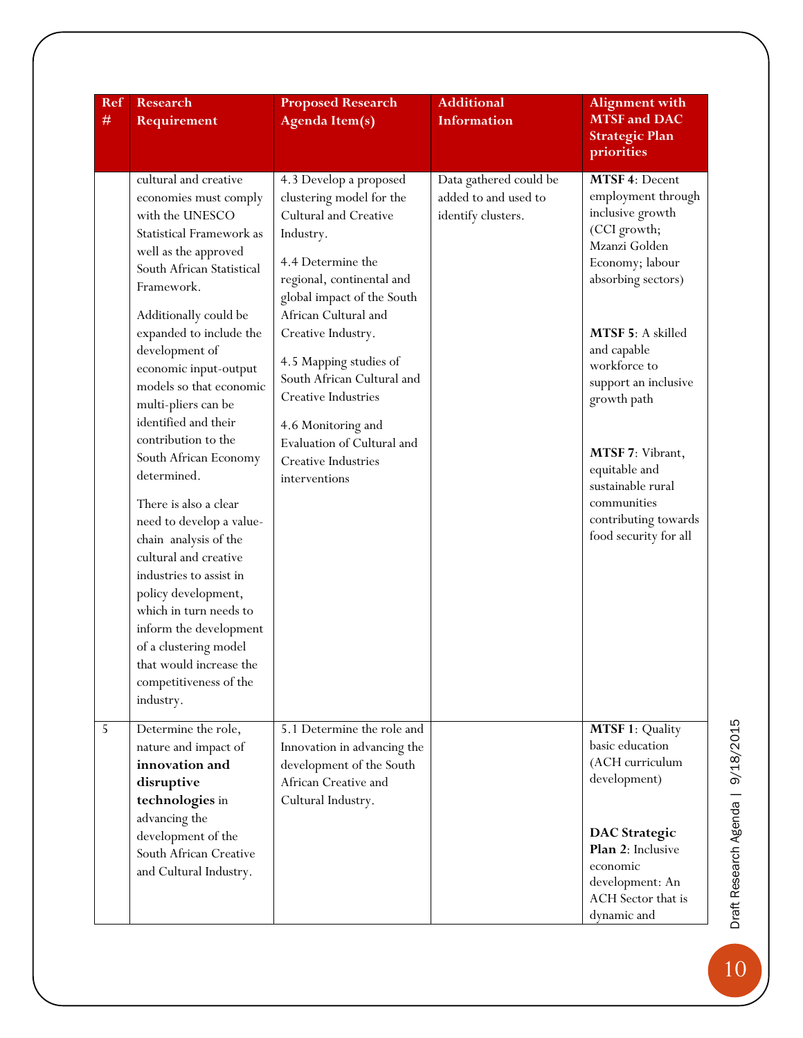| Ref # | Research Requirement | Proposed Research Agenda Item(s) | Additional Information | Alignment with MTSF and DAC Strategic Plan priorities |
|---|---|---|---|---|
| | cultural and creative economies must comply with the UNESCO Statistical Framework as well as the approved South African Statistical Framework.<br><br>Additionally could be expanded to include the development of economic input-output models so that economic multi-pliers can be identified and their contribution to the South African Economy determined.<br><br>There is also a clear need to develop a value-chain analysis of the cultural and creative industries to assist in policy development, which in turn needs to inform the development of a clustering model that would increase the competitiveness of the industry. | 4.3 Develop a proposed clustering model for the Cultural and Creative Industry.<br><br>4.4 Determine the regional, continental and global impact of the South African Cultural and Creative Industry.<br><br>4.5 Mapping studies of South African Cultural and Creative Industries<br><br>4.6 Monitoring and Evaluation of Cultural and Creative Industries interventions | Data gathered could be added to and used to identify clusters. | **MTSF 4**: Decent employment through inclusive growth (CCI growth; Mzanzi Golden Economy; labour absorbing sectors)<br><br>**MTSF 5**: A skilled and capable workforce to support an inclusive growth path<br><br>**MTSF 7**: Vibrant, equitable and sustainable rural communities contributing towards food security for all |
| 5 | Determine the role, nature and impact of **innovation and disruptive technologies** in advancing the development of the South African Creative and Cultural Industry. | 5.1 Determine the role and Innovation in advancing the development of the South African Creative and Cultural Industry. | | **MTSF 1**: Quality basic education (ACH curriculum development)<br><br>**DAC Strategic Plan 2**: Inclusive economic development: An ACH Sector that is dynamic and |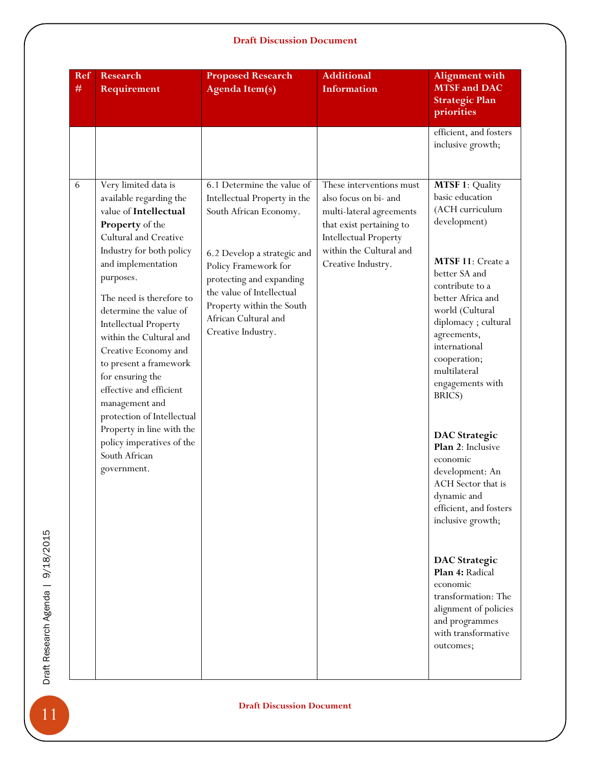| Ref # | Research Requirement | Proposed Research Agenda Item(s) | Additional Information | Alignment with MTSF and DAC Strategic Plan priorities |
|---|---|---|---|---|
| | | | | efficient, and fosters inclusive growth; |
| 6 | Very limited data is available regarding the value of **Intellectual Property** of the Cultural and Creative Industry for both policy and implementation purposes.<br><br>The need is therefore to determine the value of Intellectual Property within the Cultural and Creative Economy and to present a framework for ensuring the effective and efficient management and protection of Intellectual Property in line with the policy imperatives of the South African government. | 6.1 Determine the value of Intellectual Property in the South African Economy.<br><br>6.2 Develop a strategic and Policy Framework for protecting and expanding the value of Intellectual Property within the South African Cultural and Creative Industry. | These interventions must also focus on bi- and multi-lateral agreements that exist pertaining to Intellectual Property within the Cultural and Creative Industry. | **MTSF 1**: Quality basic education (ACH curriculum development)<br><br>**MTSF 11**: Create a better SA and contribute to a better Africa and world (Cultural diplomacy ; cultural agreements, international cooperation; multilateral engagements with BRICS)<br><br>**DAC Strategic Plan 2**: Inclusive economic development: An ACH Sector that is dynamic and efficient, and fosters inclusive growth;<br><br>**DAC Strategic Plan 4:** Radical economic transformation: The alignment of policies and programmes with transformative outcomes; |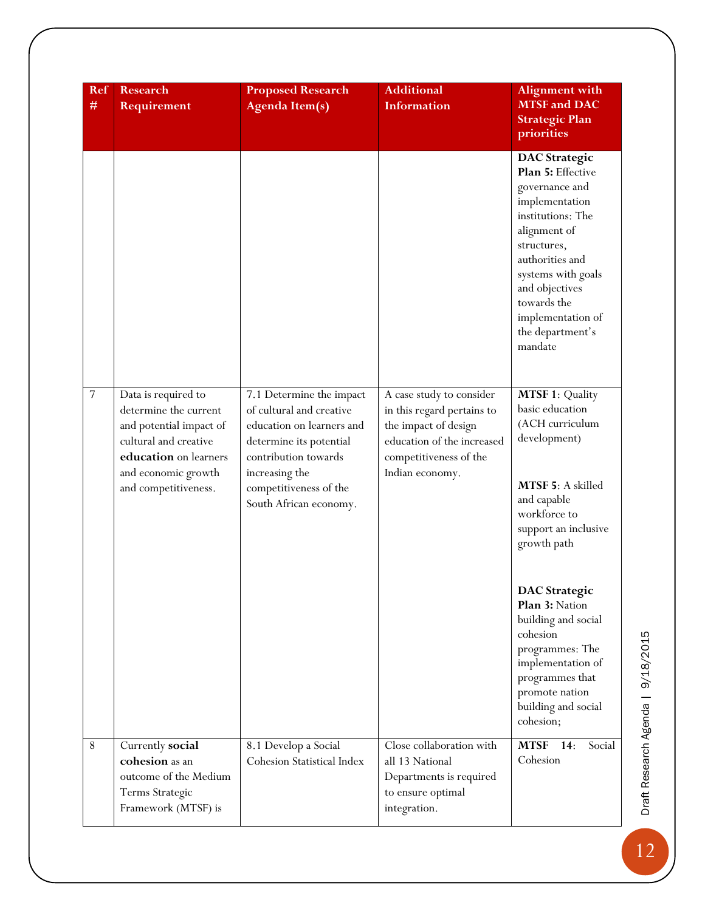| Ref # | Research Requirement | Proposed Research Agenda Item(s) | Additional Information | Alignment with MTSF and DAC Strategic Plan priorities |
|---|---|---|---|---|
| | | | | **DAC Strategic Plan 5:** Effective governance and implementation institutions: The alignment of structures, authorities and systems with goals and objectives towards the implementation of the department's mandate |
| 7 | Data is required to determine the current and potential impact of cultural and creative **education** on learners and economic growth and competitiveness. | 7.1 Determine the impact of cultural and creative education on learners and determine its potential contribution towards increasing the competitiveness of the South African economy. | A case study to consider in this regard pertains to the impact of design education of the increased competitiveness of the Indian economy. | **MTSF 1**: Quality basic education (ACH curriculum development)<br><br>**MTSF 5**: A skilled and capable workforce to support an inclusive growth path<br><br>**DAC Strategic Plan 3:** Nation building and social cohesion programmes: The implementation of programmes that promote nation building and social cohesion; |
| 8 | Currently **social cohesion** as an outcome of the Medium Terms Strategic Framework (MTSF) is | 8.1 Develop a Social Cohesion Statistical Index | Close collaboration with all 13 National Departments is required to ensure optimal integration. | **MTSF 14**: Social Cohesion |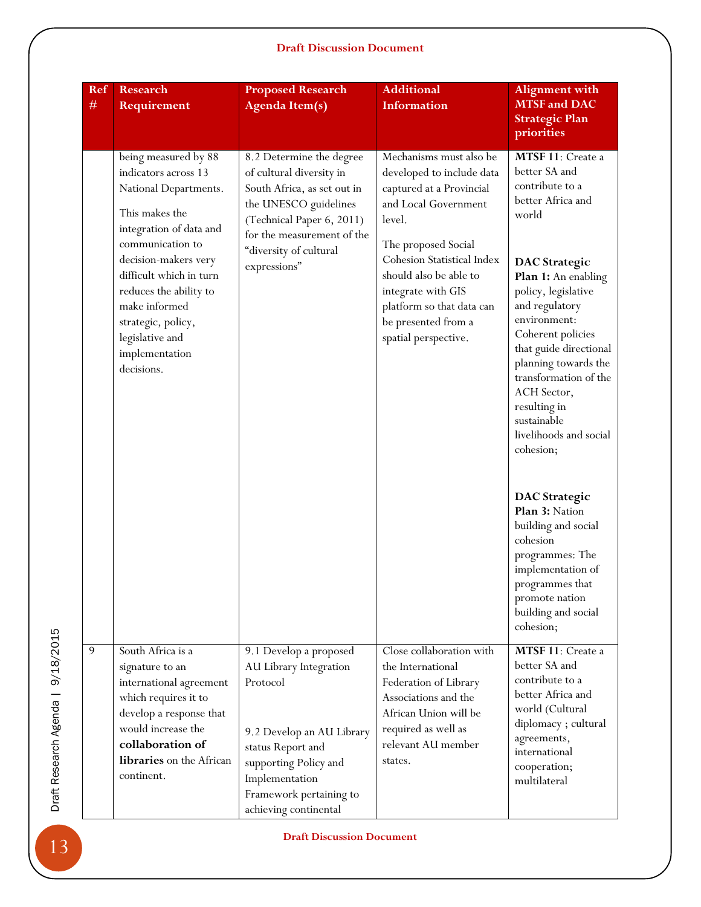| Ref # | Research Requirement | Proposed Research Agenda Item(s) | Additional Information | Alignment with MTSF and DAC Strategic Plan priorities |
|---|---|---|---|---|
| | being measured by 88 indicators across 13 National Departments. This makes the integration of data and communication to decision-makers very difficult which in turn reduces the ability to make informed strategic, policy, legislative and implementation decisions. | 8.2 Determine the degree of cultural diversity in South Africa, as set out in the UNESCO guidelines (Technical Paper 6, 2011) for the measurement of the "diversity of cultural expressions" | Mechanisms must also be developed to include data captured at a Provincial and Local Government level. The proposed Social Cohesion Statistical Index should also be able to integrate with GIS platform so that data can be presented from a spatial perspective. | **MTSF 11**: Create a better SA and contribute to a better Africa and world **DAC Strategic Plan 1:** An enabling policy, legislative and regulatory environment: Coherent policies that guide directional planning towards the transformation of the ACH Sector, resulting in sustainable livelihoods and social cohesion; **DAC Strategic Plan 3:** Nation building and social cohesion programmes: The implementation of programmes that promote nation building and social cohesion; |
| 9 | South Africa is a signature to an international agreement which requires it to develop a response that would increase the **collaboration of libraries** on the African continent. | 9.1 Develop a proposed AU Library Integration Protocol 9.2 Develop an AU Library status Report and supporting Policy and Implementation Framework pertaining to achieving continental | Close collaboration with the International Federation of Library Associations and the African Union will be required as well as relevant AU member states. | **MTSF 11**: Create a better SA and contribute to a better Africa and world (Cultural diplomacy ; cultural agreements, international cooperation; multilateral |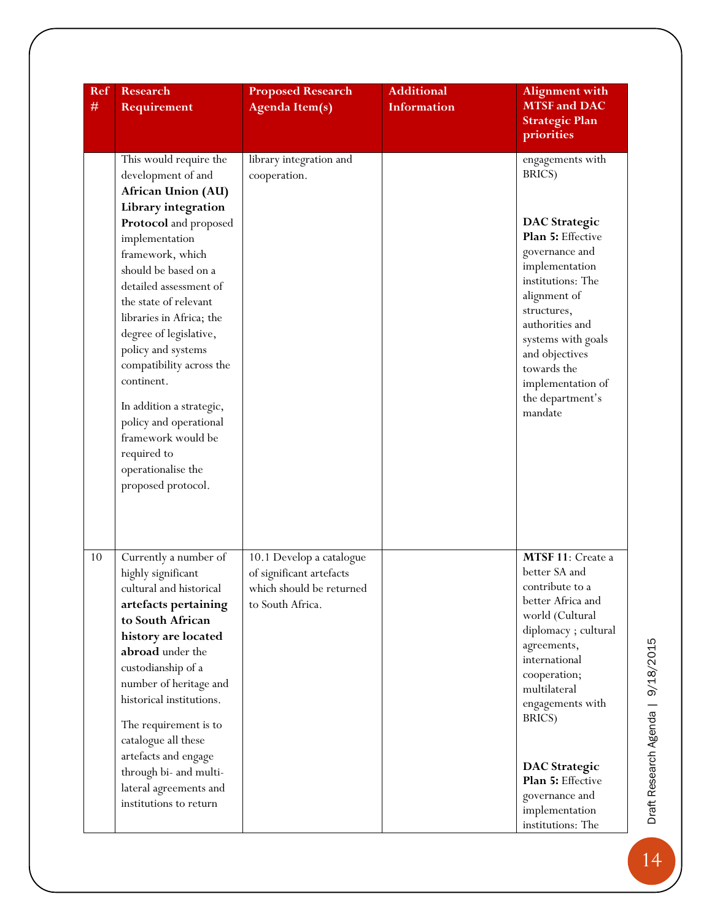| Ref # | Research Requirement | Proposed Research Agenda Item(s) | Additional Information | Alignment with MTSF and DAC Strategic Plan priorities |
|---|---|---|---|---|
| | This would require the development of and **African Union (AU) Library integration Protocol** and proposed implementation framework, which should be based on a detailed assessment of the state of relevant libraries in Africa; the degree of legislative, policy and systems compatibility across the continent.<br><br>In addition a strategic, policy and operational framework would be required to operationalise the proposed protocol. | library integration and cooperation. | | engagements with BRICS)<br><br>**DAC Strategic Plan 5:** Effective governance and implementation institutions: The alignment of structures, authorities and systems with goals and objectives towards the implementation of the department's mandate |
| 10 | Currently a number of highly significant cultural and historical **artefacts pertaining to South African history are located abroad** under the custodianship of a number of heritage and historical institutions.<br><br>The requirement is to catalogue all these artefacts and engage through bi- and multi-lateral agreements and institutions to return | 10.1 Develop a catalogue of significant artefacts which should be returned to South Africa. | | **MTSF 11**: Create a better SA and contribute to a better Africa and world (Cultural diplomacy ; cultural agreements, international cooperation; multilateral engagements with BRICS)<br><br>**DAC Strategic Plan 5:** Effective governance and implementation institutions: The |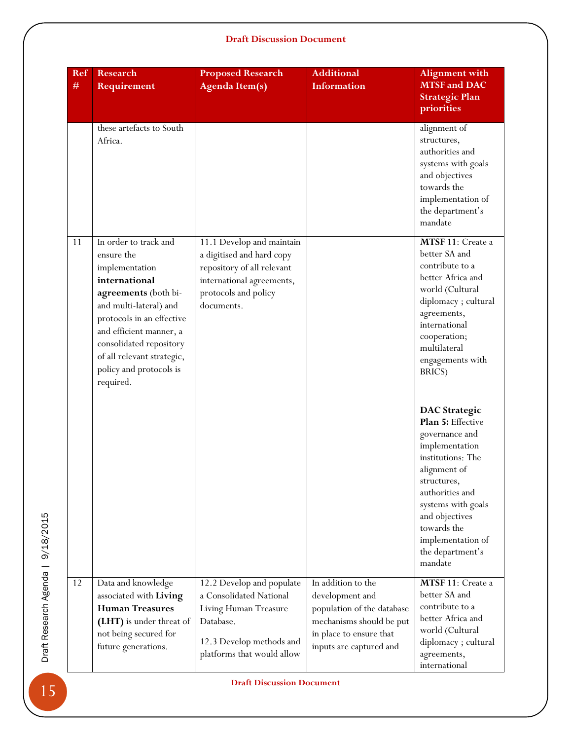| Ref # | Research Requirement | Proposed Research Agenda Item(s) | Additional Information | Alignment with MTSF and DAC Strategic Plan priorities |
|---|---|---|---|---|
| | these artefacts to South Africa. | | | alignment of structures, authorities and systems with goals and objectives towards the implementation of the department's mandate |
| 11 | In order to track and ensure the implementation **international agreements** (both bi- and multi-lateral) and protocols in an effective and efficient manner, a consolidated repository of all relevant strategic, policy and protocols is required. | 11.1 Develop and maintain a digitised and hard copy repository of all relevant international agreements, protocols and policy documents. | | **MTSF 11**: Create a better SA and contribute to a better Africa and world (Cultural diplomacy ; cultural agreements, international cooperation; multilateral engagements with BRICS)<br><br>**DAC Strategic Plan 5:** Effective governance and implementation institutions: The alignment of structures, authorities and systems with goals and objectives towards the implementation of the department's mandate |
| 12 | Data and knowledge associated with **Living Human Treasures (LHT)** is under threat of not being secured for future generations. | 12.2 Develop and populate a Consolidated National Living Human Treasure Database.<br><br>12.3 Develop methods and platforms that would allow | In addition to the development and population of the database mechanisms should be put in place to ensure that inputs are captured and | **MTSF 11**: Create a better SA and contribute to a better Africa and world (Cultural diplomacy ; cultural agreements, international |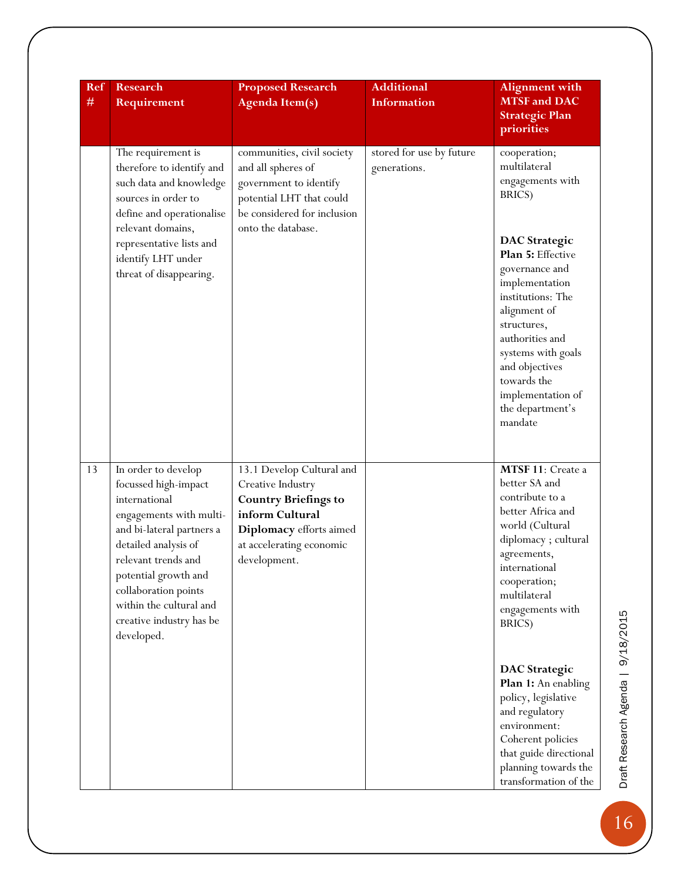| Ref # | Research Requirement | Proposed Research Agenda Item(s) | Additional Information | Alignment with MTSF and DAC Strategic Plan priorities |
|---|---|---|---|---|
| | The requirement is therefore to identify and such data and knowledge sources in order to define and operationalise relevant domains, representative lists and identify LHT under threat of disappearing. | communities, civil society and all spheres of government to identify potential LHT that could be considered for inclusion onto the database. | stored for use by future generations. | cooperation; multilateral engagements with BRICS)<br><br>**DAC Strategic Plan 5:** Effective governance and implementation institutions: The alignment of structures, authorities and systems with goals and objectives towards the implementation of the department's mandate |
| 13 | In order to develop focussed high-impact international engagements with multi- and bi-lateral partners a detailed analysis of relevant trends and potential growth and collaboration points within the cultural and creative industry has be developed. | 13.1 Develop Cultural and Creative Industry **Country Briefings to inform Cultural Diplomacy** efforts aimed at accelerating economic development. | | **MTSF 11**: Create a better SA and contribute to a better Africa and world (Cultural diplomacy ; cultural agreements, international cooperation; multilateral engagements with BRICS)<br><br>**DAC Strategic Plan 1:** An enabling policy, legislative and regulatory environment: Coherent policies that guide directional planning towards the transformation of the |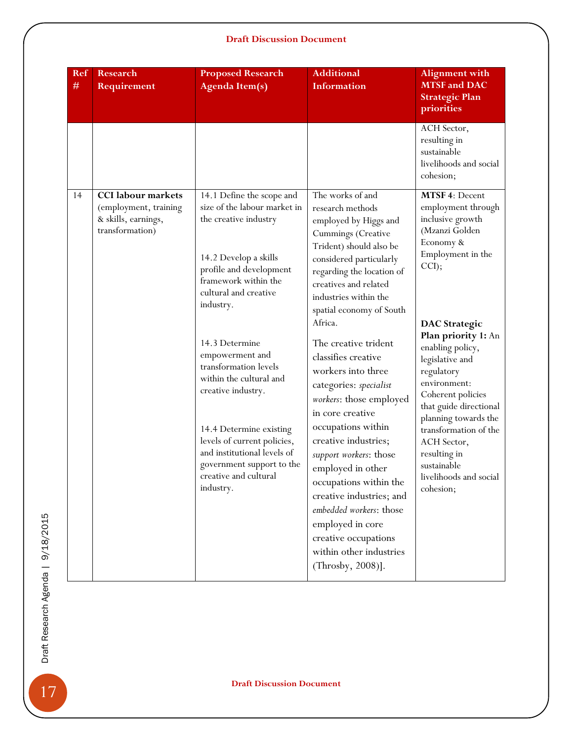| Ref # | Research Requirement | Proposed Research Agenda Item(s) | Additional Information | Alignment with MTSF and DAC Strategic Plan priorities |
|---|---|---|---|---|
| | | | | ACH Sector, resulting in sustainable livelihoods and social cohesion; |
| 14 | **CCI labour markets** (employment, training & skills, earnings, transformation) | 14.1 Define the scope and size of the labour market in the creative industry<br><br>14.2 Develop a skills profile and development framework within the cultural and creative industry.<br><br>14.3 Determine empowerment and transformation levels within the cultural and creative industry.<br><br>14.4 Determine existing levels of current policies, and institutional levels of government support to the creative and cultural industry. | The works of and research methods employed by Higgs and Cummings (Creative Trident) should also be considered particularly regarding the location of creatives and related industries within the spatial economy of South Africa.<br><br>The creative trident classifies creative workers into three categories: *specialist workers*: those employed in core creative occupations within creative industries; *support workers*: those employed in other occupations within the creative industries; and *embedded workers*: those employed in core creative occupations within other industries (Throsby, 2008)]. | **MTSF 4**: Decent employment through inclusive growth (Mzanzi Golden Economy & Employment in the CCI);<br><br>**DAC Strategic Plan priority 1:** An enabling policy, legislative and regulatory environment: Coherent policies that guide directional planning towards the transformation of the ACH Sector, resulting in sustainable livelihoods and social cohesion; |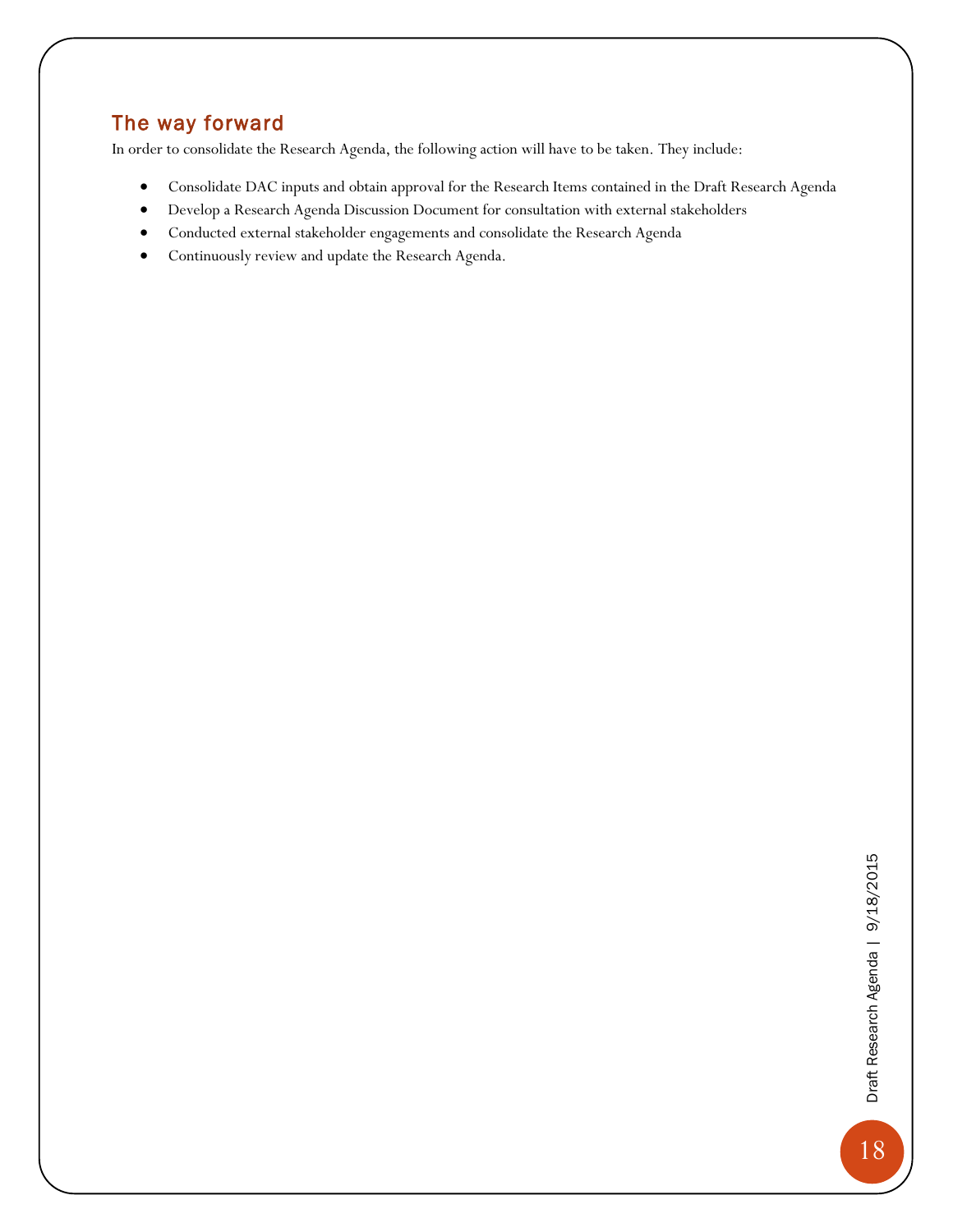## The way forward

In order to consolidate the Research Agenda, the following action will have to be taken. They include:

- Consolidate DAC inputs and obtain approval for the Research Items contained in the Draft Research Agenda
- Develop a Research Agenda Discussion Document for consultation with external stakeholders
- Conducted external stakeholder engagements and consolidate the Research Agenda
- Continuously review and update the Research Agenda.